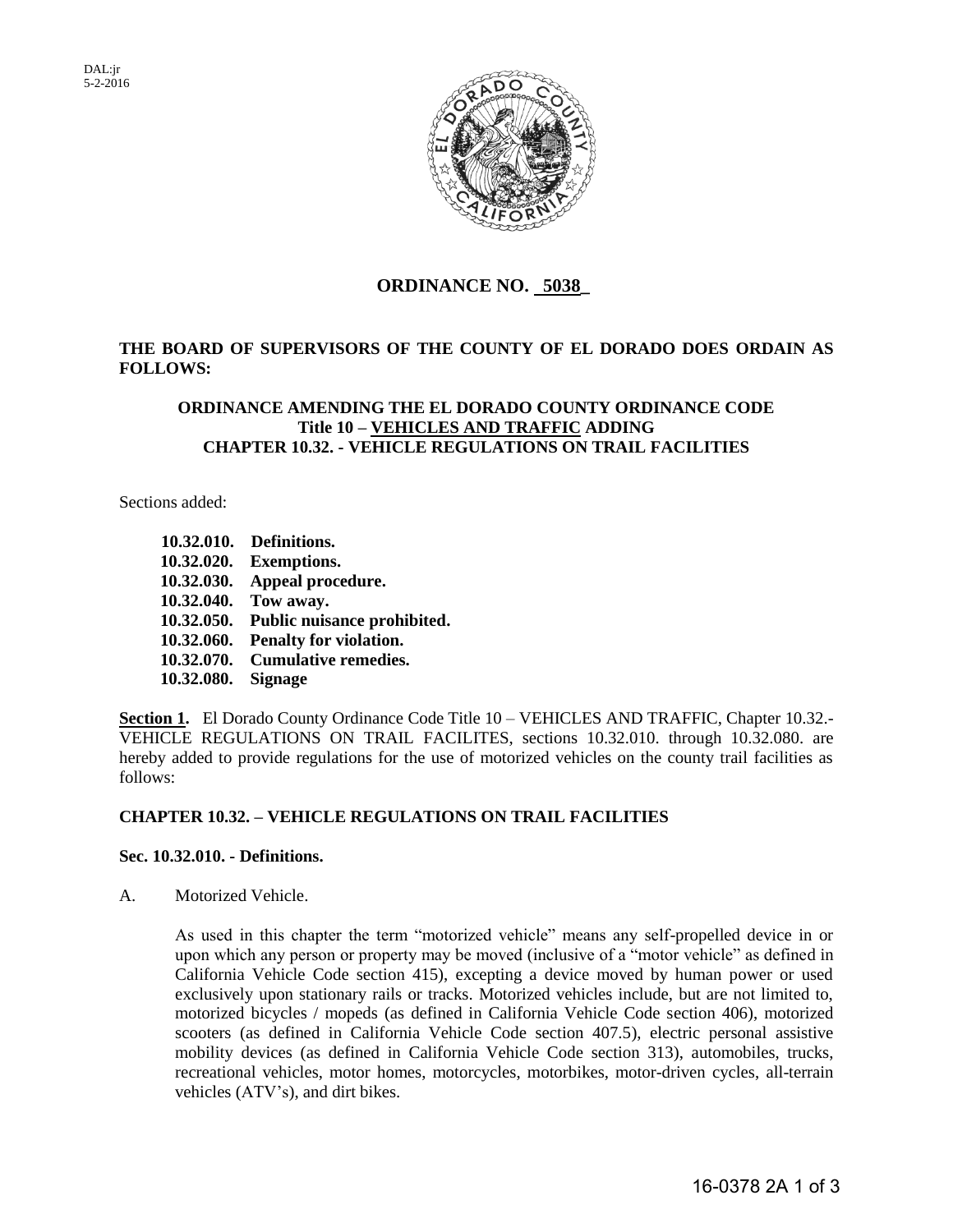DAL:jr
5-2-2016

# ORDINANCE NO. 5038

**THE BOARD OF SUPERVISORS OF THE COUNTY OF EL DORADO DOES ORDAIN AS FOLLOWS:**

**ORDINANCE AMENDING THE EL DORADO COUNTY ORDINANCE CODE**
**Title 10 – VEHICLES AND TRAFFIC ADDING**
**CHAPTER 10.32. - VEHICLE REGULATIONS ON TRAIL FACILITIES**

Sections added:

**10.32.010. Definitions.**
**10.32.020. Exemptions.**
**10.32.030. Appeal procedure.**
**10.32.040. Tow away.**
**10.32.050. Public nuisance prohibited.**
**10.32.060. Penalty for violation.**
**10.32.070. Cumulative remedies.**
**10.32.080. Signage**

**Section 1.** El Dorado County Ordinance Code Title 10 – VEHICLES AND TRAFFIC, Chapter 10.32.- VEHICLE REGULATIONS ON TRAIL FACILITES, sections 10.32.010. through 10.32.080. are hereby added to provide regulations for the use of motorized vehicles on the county trail facilities as follows:

## CHAPTER 10.32. – VEHICLE REGULATIONS ON TRAIL FACILITIES

### Sec. 10.32.010. - Definitions.

A. Motorized Vehicle.

As used in this chapter the term "motorized vehicle" means any self-propelled device in or upon which any person or property may be moved (inclusive of a "motor vehicle" as defined in California Vehicle Code section 415), excepting a device moved by human power or used exclusively upon stationary rails or tracks. Motorized vehicles include, but are not limited to, motorized bicycles / mopeds (as defined in California Vehicle Code section 406), motorized scooters (as defined in California Vehicle Code section 407.5), electric personal assistive mobility devices (as defined in California Vehicle Code section 313), automobiles, trucks, recreational vehicles, motor homes, motorcycles, motorbikes, motor-driven cycles, all-terrain vehicles (ATV's), and dirt bikes.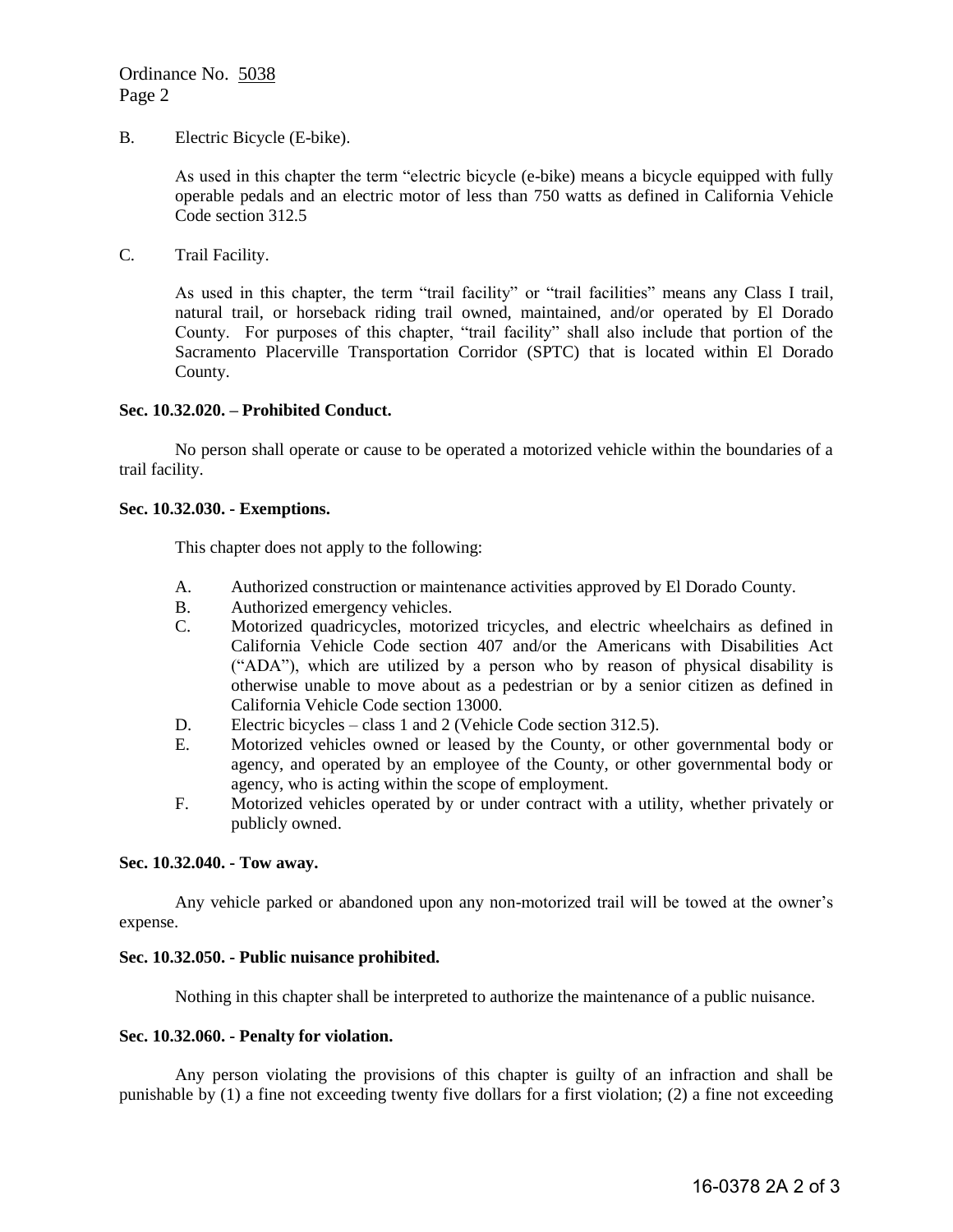B. Electric Bicycle (E-bike).

As used in this chapter the term "electric bicycle (e-bike) means a bicycle equipped with fully operable pedals and an electric motor of less than 750 watts as defined in California Vehicle Code section 312.5

C. Trail Facility.

As used in this chapter, the term "trail facility" or "trail facilities" means any Class I trail, natural trail, or horseback riding trail owned, maintained, and/or operated by El Dorado County. For purposes of this chapter, "trail facility" shall also include that portion of the Sacramento Placerville Transportation Corridor (SPTC) that is located within El Dorado County.

**Sec. 10.32.020. – Prohibited Conduct.**

No person shall operate or cause to be operated a motorized vehicle within the boundaries of a trail facility.

**Sec. 10.32.030. - Exemptions.**

This chapter does not apply to the following:

A. Authorized construction or maintenance activities approved by El Dorado County.
B. Authorized emergency vehicles.
C. Motorized quadricycles, motorized tricycles, and electric wheelchairs as defined in California Vehicle Code section 407 and/or the Americans with Disabilities Act ("ADA"), which are utilized by a person who by reason of physical disability is otherwise unable to move about as a pedestrian or by a senior citizen as defined in California Vehicle Code section 13000.
D. Electric bicycles – class 1 and 2 (Vehicle Code section 312.5).
E. Motorized vehicles owned or leased by the County, or other governmental body or agency, and operated by an employee of the County, or other governmental body or agency, who is acting within the scope of employment.
F. Motorized vehicles operated by or under contract with a utility, whether privately or publicly owned.

**Sec. 10.32.040. - Tow away.**

Any vehicle parked or abandoned upon any non-motorized trail will be towed at the owner's expense.

**Sec. 10.32.050. - Public nuisance prohibited.**

Nothing in this chapter shall be interpreted to authorize the maintenance of a public nuisance.

**Sec. 10.32.060. - Penalty for violation.**

Any person violating the provisions of this chapter is guilty of an infraction and shall be punishable by (1) a fine not exceeding twenty five dollars for a first violation; (2) a fine not exceeding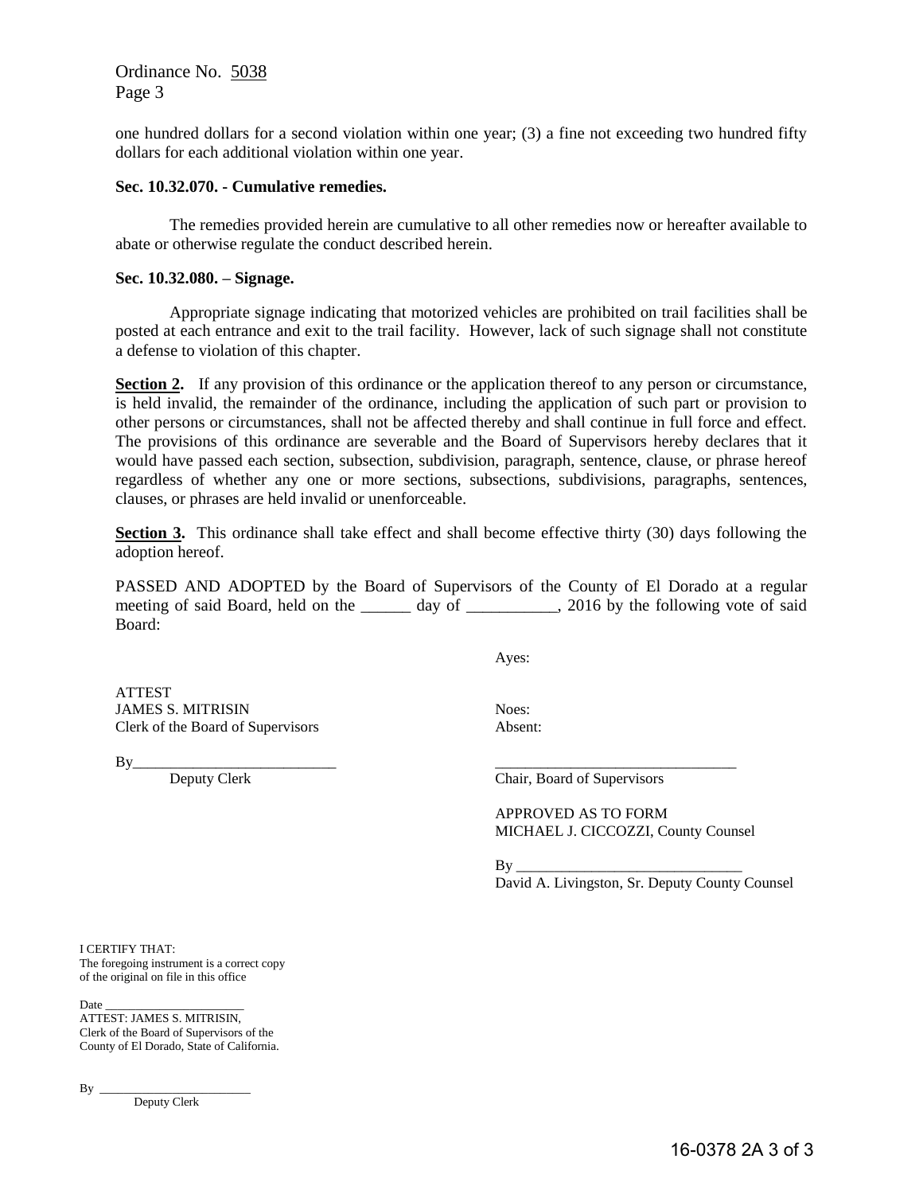one hundred dollars for a second violation within one year; (3) a fine not exceeding two hundred fifty dollars for each additional violation within one year.

**Sec. 10.32.070. - Cumulative remedies.**

The remedies provided herein are cumulative to all other remedies now or hereafter available to abate or otherwise regulate the conduct described herein.

**Sec. 10.32.080. – Signage.**

Appropriate signage indicating that motorized vehicles are prohibited on trail facilities shall be posted at each entrance and exit to the trail facility. However, lack of such signage shall not constitute a defense to violation of this chapter.

**Section 2.** If any provision of this ordinance or the application thereof to any person or circumstance, is held invalid, the remainder of the ordinance, including the application of such part or provision to other persons or circumstances, shall not be affected thereby and shall continue in full force and effect. The provisions of this ordinance are severable and the Board of Supervisors hereby declares that it would have passed each section, subsection, subdivision, paragraph, sentence, clause, or phrase hereof regardless of whether any one or more sections, subsections, subdivisions, paragraphs, sentences, clauses, or phrases are held invalid or unenforceable.

**Section 3.** This ordinance shall take effect and shall become effective thirty (30) days following the adoption hereof.

PASSED AND ADOPTED by the Board of Supervisors of the County of El Dorado at a regular meeting of said Board, held on the ______ day of ___________, 2016 by the following vote of said Board:

Ayes:

ATTEST
JAMES S. MITRISIN
Clerk of the Board of Supervisors

Noes:
Absent:

By___________________________
Deputy Clerk

________________________________
Chair, Board of Supervisors

APPROVED AS TO FORM
MICHAEL J. CICCOZZI, County Counsel

By ______________________________
David A. Livingston, Sr. Deputy County Counsel

I CERTIFY THAT:
The foregoing instrument is a correct copy of the original on file in this office

Date ______________________
ATTEST: JAMES S. MITRISIN,
Clerk of the Board of Supervisors of the County of El Dorado, State of California.

By ________________________
Deputy Clerk